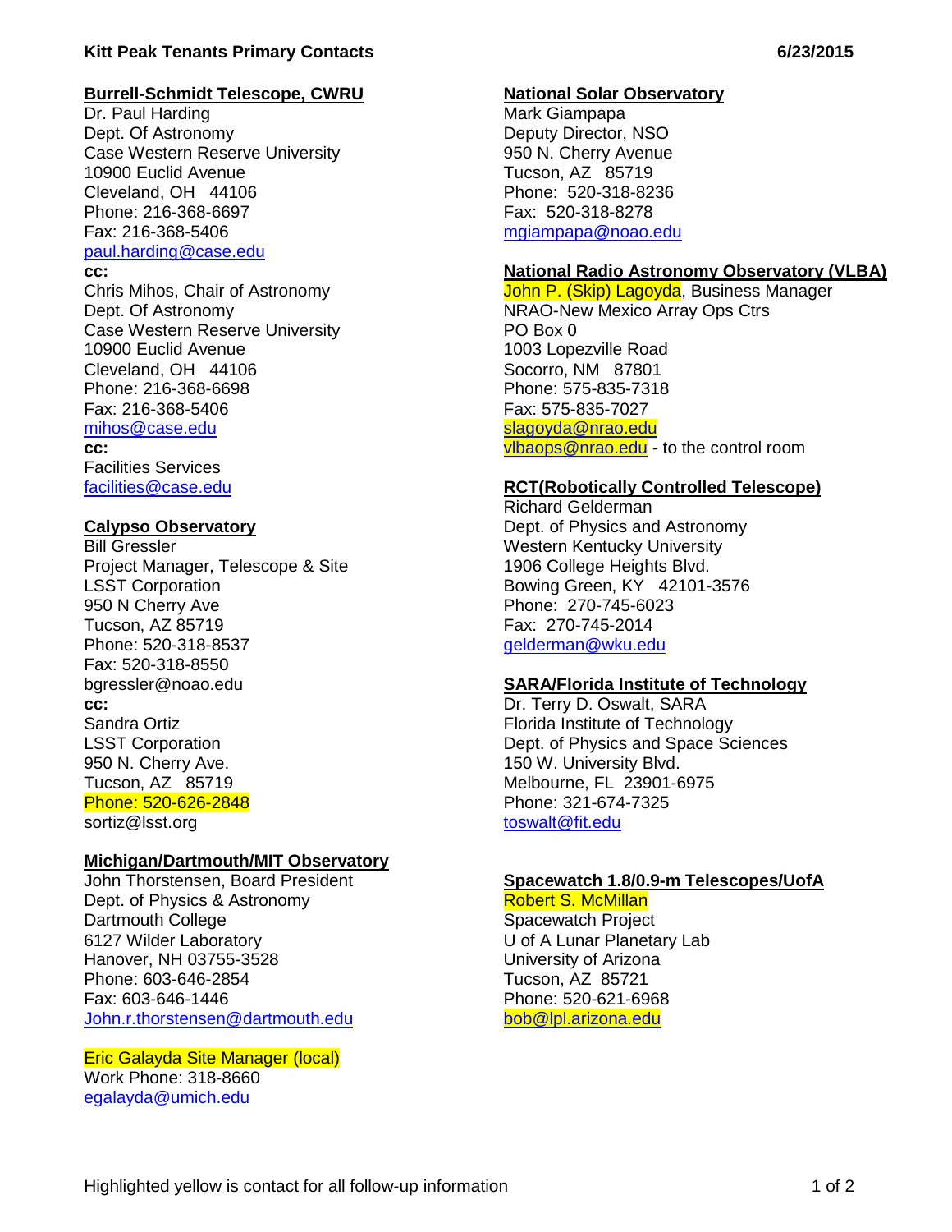# Kitt Peak Tenants Primary Contacts

6/23/2015

## Burrell-Schmidt Telescope, CWRU

Dr. Paul Harding
Dept. Of Astronomy
Case Western Reserve University
10900 Euclid Avenue
Cleveland, OH 44106
Phone: 216-368-6697
Fax: 216-368-5406
paul.harding@case.edu

**cc:**
Chris Mihos, Chair of Astronomy
Dept. Of Astronomy
Case Western Reserve University
10900 Euclid Avenue
Cleveland, OH 44106
Phone: 216-368-6698
Fax: 216-368-5406
mihos@case.edu

**cc:**
Facilities Services
facilities@case.edu

## Calypso Observatory

Bill Gressler
Project Manager, Telescope & Site
LSST Corporation
950 N Cherry Ave
Tucson, AZ 85719
Phone: 520-318-8537
Fax: 520-318-8550
bgressler@noao.edu

**cc:**
Sandra Ortiz
LSST Corporation
950 N. Cherry Ave.
Tucson, AZ 85719
Phone: 520-626-2848
sortiz@lsst.org

## Michigan/Dartmouth/MIT Observatory

John Thorstensen, Board President
Dept. of Physics & Astronomy
Dartmouth College
6127 Wilder Laboratory
Hanover, NH 03755-3528
Phone: 603-646-2854
Fax: 603-646-1446
John.r.thorstensen@dartmouth.edu

Eric Galayda Site Manager (local)
Work Phone: 318-8660
egalayda@umich.edu

## National Solar Observatory

Mark Giampapa
Deputy Director, NSO
950 N. Cherry Avenue
Tucson, AZ 85719
Phone: 520-318-8236
Fax: 520-318-8278
mgiampapa@noao.edu

## National Radio Astronomy Observatory (VLBA)

John P. (Skip) Lagoyda, Business Manager
NRAO-New Mexico Array Ops Ctrs
PO Box 0
1003 Lopezville Road
Socorro, NM 87801
Phone: 575-835-7318
Fax: 575-835-7027
slagoyda@nrao.edu
vlbaops@nrao.edu - to the control room

## RCT(Robotically Controlled Telescope)

Richard Gelderman
Dept. of Physics and Astronomy
Western Kentucky University
1906 College Heights Blvd.
Bowing Green, KY 42101-3576
Phone: 270-745-6023
Fax: 270-745-2014
gelderman@wku.edu

## SARA/Florida Institute of Technology

Dr. Terry D. Oswalt, SARA
Florida Institute of Technology
Dept. of Physics and Space Sciences
150 W. University Blvd.
Melbourne, FL 23901-6975
Phone: 321-674-7325
toswalt@fit.edu

## Spacewatch 1.8/0.9-m Telescopes/UofA

Robert S. McMillan
Spacewatch Project
U of A Lunar Planetary Lab
University of Arizona
Tucson, AZ 85721
Phone: 520-621-6968
bob@lpl.arizona.edu

Highlighted yellow is contact for all follow-up information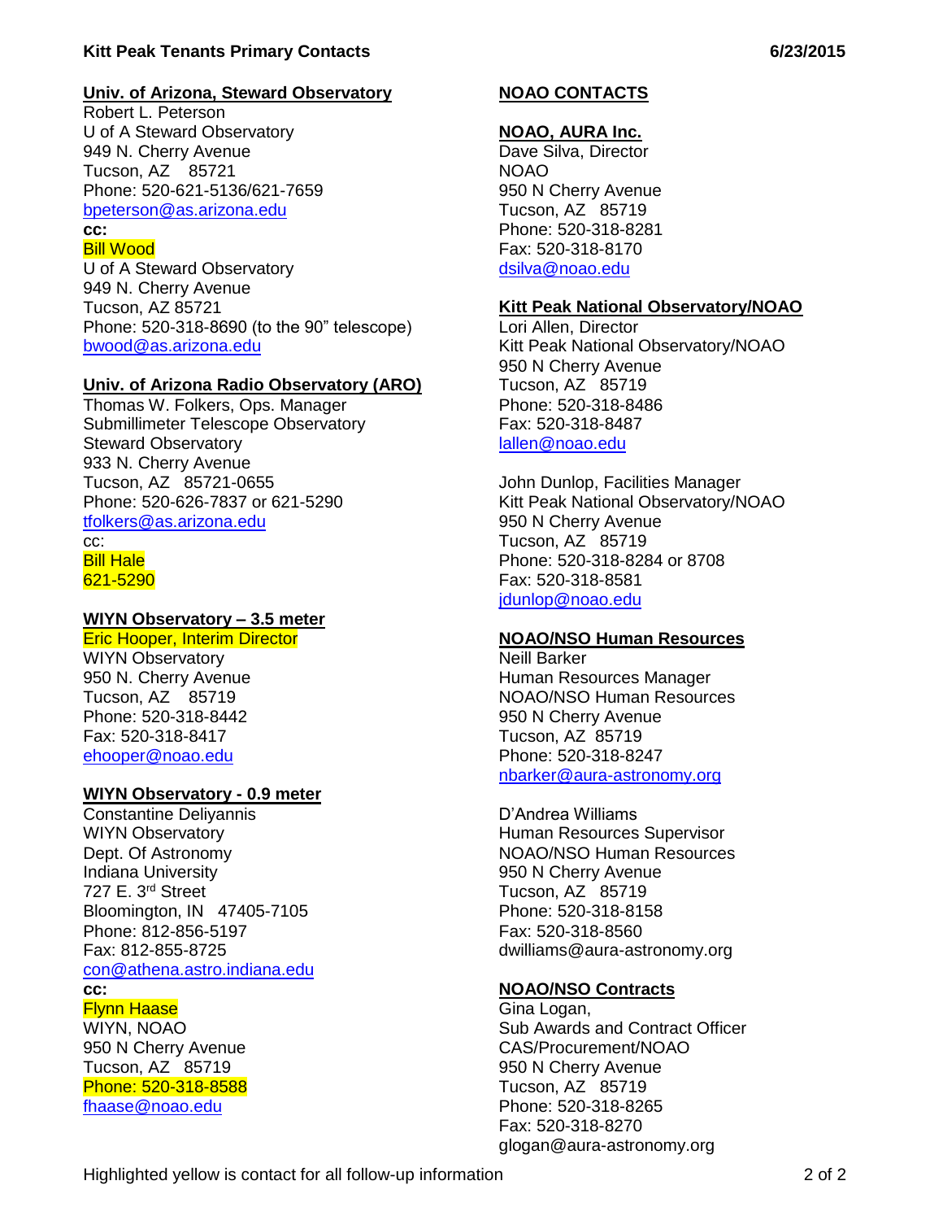**Kitt Peak Tenants Primary Contacts** **6/23/2015**

**Univ. of Arizona, Steward Observatory**

Robert L. Peterson
U of A Steward Observatory
949 N. Cherry Avenue
Tucson, AZ 85721
Phone: 520-621-5136/621-7659
bpeterson@as.arizona.edu

**cc:**

Bill Wood
U of A Steward Observatory
949 N. Cherry Avenue
Tucson, AZ 85721
Phone: 520-318-8690 (to the 90" telescope)
bwood@as.arizona.edu

**Univ. of Arizona Radio Observatory (ARO)**

Thomas W. Folkers, Ops. Manager
Submillimeter Telescope Observatory
Steward Observatory
933 N. Cherry Avenue
Tucson, AZ 85721-0655
Phone: 520-626-7837 or 621-5290
tfolkers@as.arizona.edu

cc:

Bill Hale
621-5290

**WIYN Observatory – 3.5 meter**

Eric Hooper, Interim Director
WIYN Observatory
950 N. Cherry Avenue
Tucson, AZ 85719
Phone: 520-318-8442
Fax: 520-318-8417
ehooper@noao.edu

**WIYN Observatory - 0.9 meter**

Constantine Deliyannis
WIYN Observatory
Dept. Of Astronomy
Indiana University
727 E. 3rd Street
Bloomington, IN 47405-7105
Phone: 812-856-5197
Fax: 812-855-8725
con@athena.astro.indiana.edu

**cc:**

Flynn Haase
WIYN, NOAO
950 N Cherry Avenue
Tucson, AZ 85719
Phone: 520-318-8588
fhaase@noao.edu

**NOAO CONTACTS**

**NOAO, AURA Inc.**

Dave Silva, Director
NOAO
950 N Cherry Avenue
Tucson, AZ 85719
Phone: 520-318-8281
Fax: 520-318-8170
dsilva@noao.edu

**Kitt Peak National Observatory/NOAO**

Lori Allen, Director
Kitt Peak National Observatory/NOAO
950 N Cherry Avenue
Tucson, AZ 85719
Phone: 520-318-8486
Fax: 520-318-8487
lallen@noao.edu

John Dunlop, Facilities Manager
Kitt Peak National Observatory/NOAO
950 N Cherry Avenue
Tucson, AZ 85719
Phone: 520-318-8284 or 8708
Fax: 520-318-8581
jdunlop@noao.edu

**NOAO/NSO Human Resources**

Neill Barker
Human Resources Manager
NOAO/NSO Human Resources
950 N Cherry Avenue
Tucson, AZ 85719
Phone: 520-318-8247
nbarker@aura-astronomy.org

D'Andrea Williams
Human Resources Supervisor
NOAO/NSO Human Resources
950 N Cherry Avenue
Tucson, AZ 85719
Phone: 520-318-8158
Fax: 520-318-8560
dwilliams@aura-astronomy.org

**NOAO/NSO Contracts**

Gina Logan,
Sub Awards and Contract Officer
CAS/Procurement/NOAO
950 N Cherry Avenue
Tucson, AZ 85719
Phone: 520-318-8265
Fax: 520-318-8270
glogan@aura-astronomy.org

Highlighted yellow is contact for all follow-up information